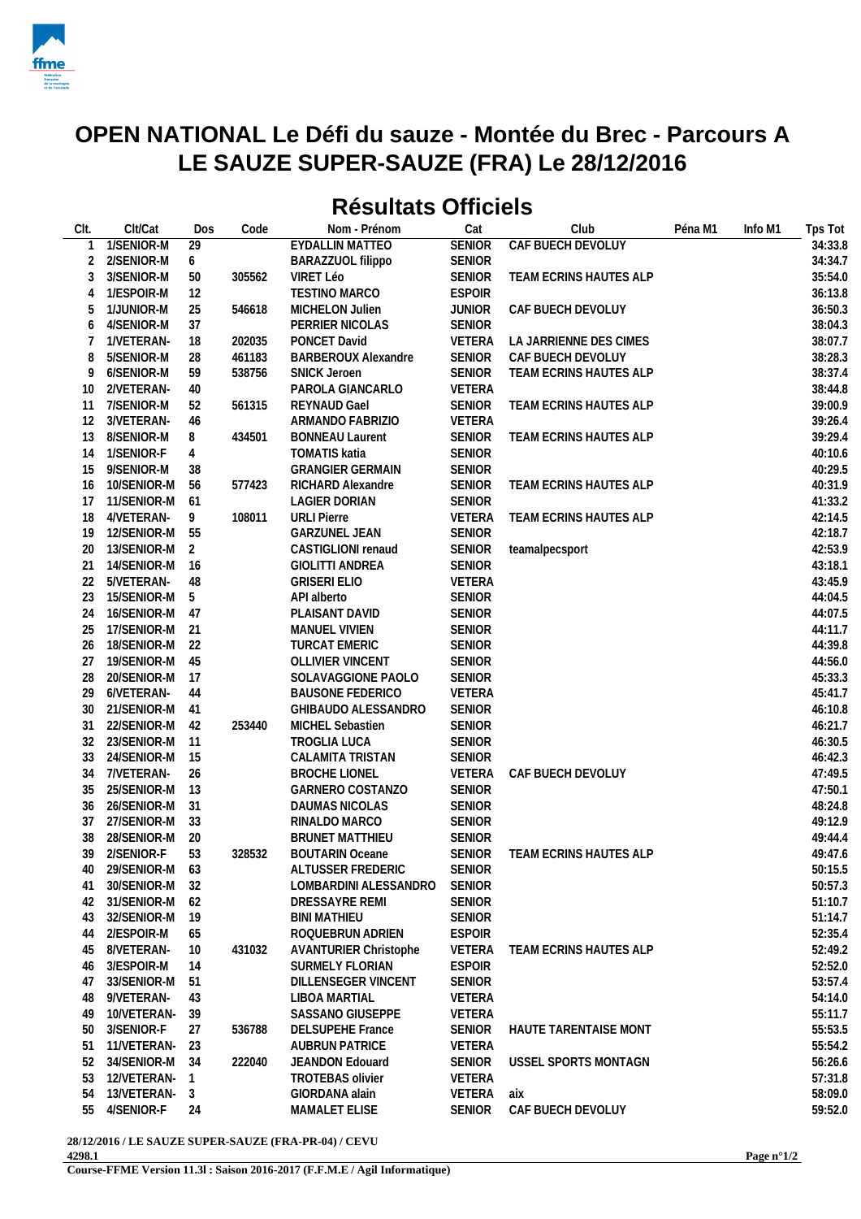# OPEN NATIONAL Le Défi du sauze - Montée du Brec - Parcours A
# LE SAUZE SUPER-SAUZE (FRA) Le 28/12/2016

## Résultats Officiels

| Clt. | Clt/Cat | Dos | Code | Nom - Prénom | Cat | Club | Péna M1 | Info M1 | Tps Tot |
|---|---|---|---|---|---|---|---|---|---|
| 1 | 1/SENIOR-M | 29 | | EYDALLIN MATTEO | SENIOR | CAF BUECH DEVOLUY | | | 34:33.8 |
| 2 | 2/SENIOR-M | 6 | | BARAZZUOL filippo | SENIOR | | | | 34:34.7 |
| 3 | 3/SENIOR-M | 50 | 305562 | VIRET Léo | SENIOR | TEAM ECRINS HAUTES ALP | | | 35:54.0 |
| 4 | 1/ESPOIR-M | 12 | | TESTINO MARCO | ESPOIR | | | | 36:13.8 |
| 5 | 1/JUNIOR-M | 25 | 546618 | MICHELON Julien | JUNIOR | CAF BUECH DEVOLUY | | | 36:50.3 |
| 6 | 4/SENIOR-M | 37 | | PERRIER NICOLAS | SENIOR | | | | 38:04.3 |
| 7 | 1/VETERAN- | 18 | 202035 | PONCET David | VETERA | LA JARRIENNE DES CIMES | | | 38:07.7 |
| 8 | 5/SENIOR-M | 28 | 461183 | BARBEROUX Alexandre | SENIOR | CAF BUECH DEVOLUY | | | 38:28.3 |
| 9 | 6/SENIOR-M | 59 | 538756 | SNICK Jeroen | SENIOR | TEAM ECRINS HAUTES ALP | | | 38:37.4 |
| 10 | 2/VETERAN- | 40 | | PAROLA GIANCARLO | VETERA | | | | 38:44.8 |
| 11 | 7/SENIOR-M | 52 | 561315 | REYNAUD Gael | SENIOR | TEAM ECRINS HAUTES ALP | | | 39:00.9 |
| 12 | 3/VETERAN- | 46 | | ARMANDO FABRIZIO | VETERA | | | | 39:26.4 |
| 13 | 8/SENIOR-M | 8 | 434501 | BONNEAU Laurent | SENIOR | TEAM ECRINS HAUTES ALP | | | 39:29.4 |
| 14 | 1/SENIOR-F | 4 | | TOMATIS katia | SENIOR | | | | 40:10.6 |
| 15 | 9/SENIOR-M | 38 | | GRANGIER GERMAIN | SENIOR | | | | 40:29.5 |
| 16 | 10/SENIOR-M | 56 | 577423 | RICHARD Alexandre | SENIOR | TEAM ECRINS HAUTES ALP | | | 40:31.9 |
| 17 | 11/SENIOR-M | 61 | | LAGIER DORIAN | SENIOR | | | | 41:33.2 |
| 18 | 4/VETERAN- | 9 | 108011 | URLI Pierre | VETERA | TEAM ECRINS HAUTES ALP | | | 42:14.5 |
| 19 | 12/SENIOR-M | 55 | | GARZUNEL JEAN | SENIOR | | | | 42:18.7 |
| 20 | 13/SENIOR-M | 2 | | CASTIGLIONI renaud | SENIOR | teamalpecsport | | | 42:53.9 |
| 21 | 14/SENIOR-M | 16 | | GIOLITTI ANDREA | SENIOR | | | | 43:18.1 |
| 22 | 5/VETERAN- | 48 | | GRISERI ELIO | VETERA | | | | 43:45.9 |
| 23 | 15/SENIOR-M | 5 | | API alberto | SENIOR | | | | 44:04.5 |
| 24 | 16/SENIOR-M | 47 | | PLAISANT DAVID | SENIOR | | | | 44:07.5 |
| 25 | 17/SENIOR-M | 21 | | MANUEL VIVIEN | SENIOR | | | | 44:11.7 |
| 26 | 18/SENIOR-M | 22 | | TURCAT EMERIC | SENIOR | | | | 44:39.8 |
| 27 | 19/SENIOR-M | 45 | | OLLIVIER VINCENT | SENIOR | | | | 44:56.0 |
| 28 | 20/SENIOR-M | 17 | | SOLAVAGGIONE PAOLO | SENIOR | | | | 45:33.3 |
| 29 | 6/VETERAN- | 44 | | BAUSONE FEDERICO | VETERA | | | | 45:41.7 |
| 30 | 21/SENIOR-M | 41 | | GHIBAUDO ALESSANDRO | SENIOR | | | | 46:10.8 |
| 31 | 22/SENIOR-M | 42 | 253440 | MICHEL Sebastien | SENIOR | | | | 46:21.7 |
| 32 | 23/SENIOR-M | 11 | | TROGLIA LUCA | SENIOR | | | | 46:30.5 |
| 33 | 24/SENIOR-M | 15 | | CALAMITA TRISTAN | SENIOR | | | | 46:42.3 |
| 34 | 7/VETERAN- | 26 | | BROCHE LIONEL | VETERA | CAF BUECH DEVOLUY | | | 47:49.5 |
| 35 | 25/SENIOR-M | 13 | | GARNERO COSTANZO | SENIOR | | | | 47:50.1 |
| 36 | 26/SENIOR-M | 31 | | DAUMAS NICOLAS | SENIOR | | | | 48:24.8 |
| 37 | 27/SENIOR-M | 33 | | RINALDO MARCO | SENIOR | | | | 49:12.9 |
| 38 | 28/SENIOR-M | 20 | | BRUNET MATTHIEU | SENIOR | | | | 49:44.4 |
| 39 | 2/SENIOR-F | 53 | 328532 | BOUTARIN Oceane | SENIOR | TEAM ECRINS HAUTES ALP | | | 49:47.6 |
| 40 | 29/SENIOR-M | 63 | | ALTUSSER FREDERIC | SENIOR | | | | 50:15.5 |
| 41 | 30/SENIOR-M | 32 | | LOMBARDINI ALESSANDRO | SENIOR | | | | 50:57.3 |
| 42 | 31/SENIOR-M | 62 | | DRESSAYRE REMI | SENIOR | | | | 51:10.7 |
| 43 | 32/SENIOR-M | 19 | | BINI MATHIEU | SENIOR | | | | 51:14.7 |
| 44 | 2/ESPOIR-M | 65 | | ROQUEBRUN ADRIEN | ESPOIR | | | | 52:35.4 |
| 45 | 8/VETERAN- | 10 | 431032 | AVANTURIER Christophe | VETERA | TEAM ECRINS HAUTES ALP | | | 52:49.2 |
| 46 | 3/ESPOIR-M | 14 | | SURMELY FLORIAN | ESPOIR | | | | 52:52.0 |
| 47 | 33/SENIOR-M | 51 | | DILLENSEGER VINCENT | SENIOR | | | | 53:57.4 |
| 48 | 9/VETERAN- | 43 | | LIBOA MARTIAL | VETERA | | | | 54:14.0 |
| 49 | 10/VETERAN- | 39 | | SASSANO GIUSEPPE | VETERA | | | | 55:11.7 |
| 50 | 3/SENIOR-F | 27 | 536788 | DELSUPEHE France | SENIOR | HAUTE TARENTAISE MONT | | | 55:53.5 |
| 51 | 11/VETERAN- | 23 | | AUBRUN PATRICE | VETERA | | | | 55:54.2 |
| 52 | 34/SENIOR-M | 34 | 222040 | JEANDON Edouard | SENIOR | USSEL SPORTS MONTAGN | | | 56:26.6 |
| 53 | 12/VETERAN- | 1 | | TROTEBAS olivier | VETERA | | | | 57:31.8 |
| 54 | 13/VETERAN- | 3 | | GIORDANA alain | VETERA | aix | | | 58:09.0 |
| 55 | 4/SENIOR-F | 24 | | MAMALET ELISE | SENIOR | CAF BUECH DEVOLUY | | | 59:52.0 |

28/12/2016 / LE SAUZE SUPER-SAUZE (FRA-PR-04) / CEVU
4298.1
Course-FFME Version 11.3l : Saison 2016-2017 (F.F.M.E / Agil Informatique)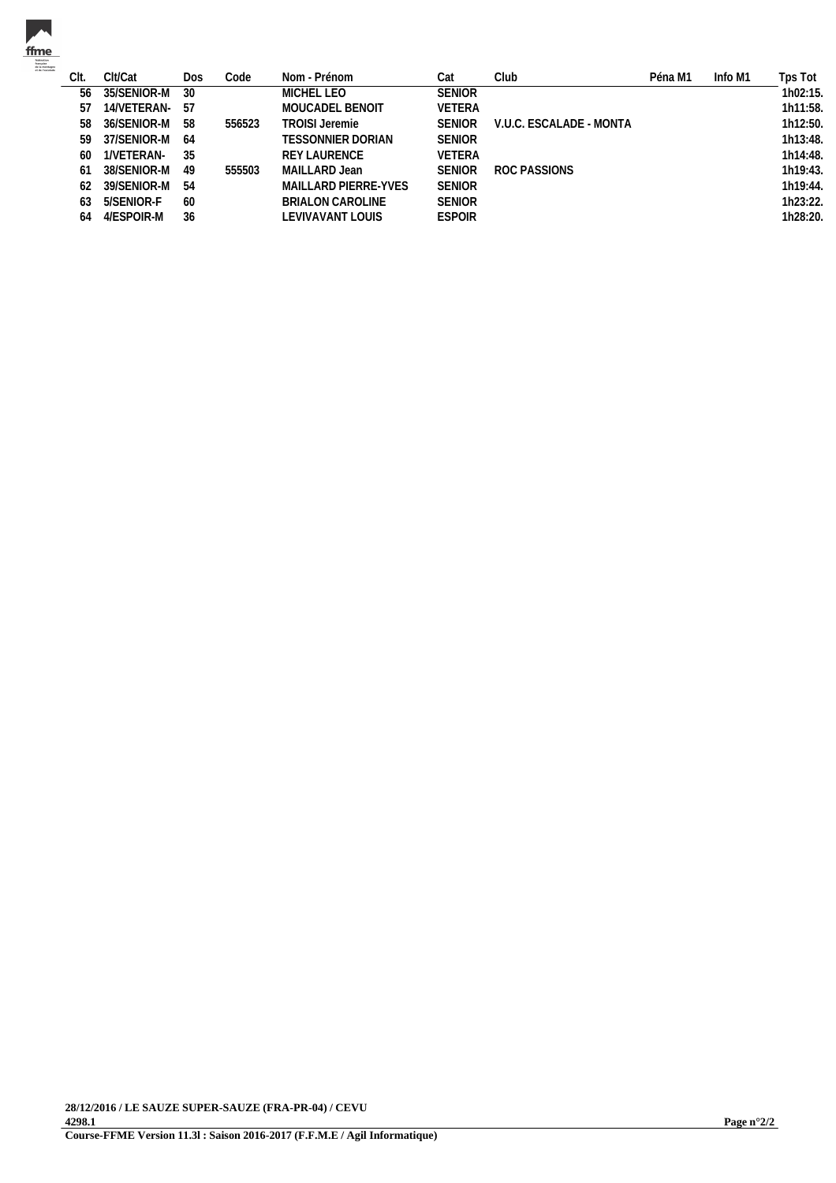| Clt. | Clt/Cat | Dos | Code | Nom - Prénom | Cat | Club | Péna M1 | Info M1 | Tps Tot |
|---|---|---|---|---|---|---|---|---|---|
| 56 | 35/SENIOR-M | 30 | | MICHEL LEO | SENIOR | | | | 1h02:15. |
| 57 | 14/VETERAN- | 57 | | MOUCADEL BENOIT | VETERA | | | | 1h11:58. |
| 58 | 36/SENIOR-M | 58 | 556523 | TROISI Jeremie | SENIOR | V.U.C. ESCALADE - MONTA | | | 1h12:50. |
| 59 | 37/SENIOR-M | 64 | | TESSONNIER DORIAN | SENIOR | | | | 1h13:48. |
| 60 | 1/VETERAN- | 35 | | REY LAURENCE | VETERA | | | | 1h14:48. |
| 61 | 38/SENIOR-M | 49 | 555503 | MAILLARD Jean | SENIOR | ROC PASSIONS | | | 1h19:43. |
| 62 | 39/SENIOR-M | 54 | | MAILLARD PIERRE-YVES | SENIOR | | | | 1h19:44. |
| 63 | 5/SENIOR-F | 60 | | BRIALON CAROLINE | SENIOR | | | | 1h23:22. |
| 64 | 4/ESPOIR-M | 36 | | LEVIVAVANT LOUIS | ESPOIR | | | | 1h28:20. |

**28/12/2016 / LE SAUZE SUPER-SAUZE (FRA-PR-04) / CEVU**
**4298.1**
**Course-FFME Version 11.3l : Saison 2016-2017 (F.F.M.E / Agil Informatique)**